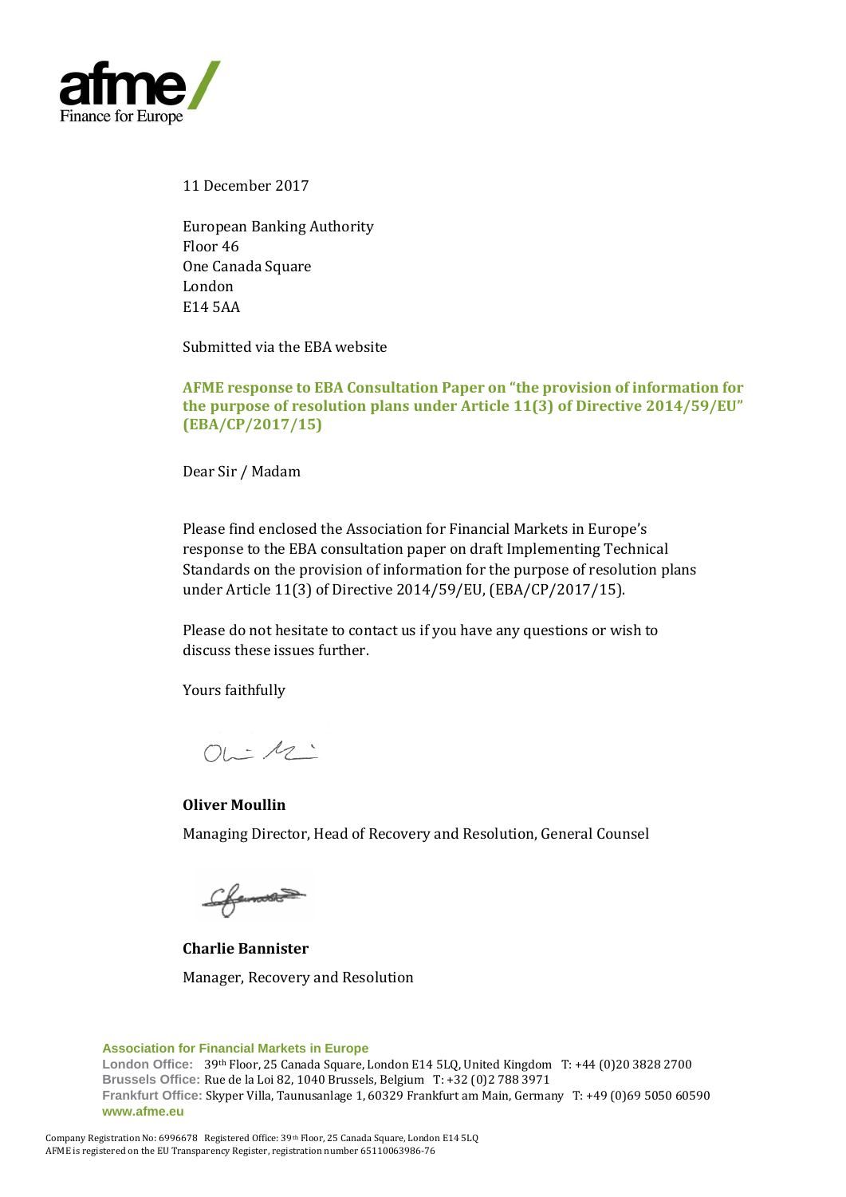afme/
Finance for Europe

11 December 2017

European Banking Authority
Floor 46
One Canada Square
London
E14 5AA

Submitted via the EBA website

**AFME response to EBA Consultation Paper on "the provision of information for the purpose of resolution plans under Article 11(3) of Directive 2014/59/EU" (EBA/CP/2017/15)**

Dear Sir / Madam

Please find enclosed the Association for Financial Markets in Europe's response to the EBA consultation paper on draft Implementing Technical Standards on the provision of information for the purpose of resolution plans under Article 11(3) of Directive 2014/59/EU, (EBA/CP/2017/15).

Please do not hesitate to contact us if you have any questions or wish to discuss these issues further.

Yours faithfully

**Oliver Moullin**

Managing Director, Head of Recovery and Resolution, General Counsel

**Charlie Bannister**

Manager, Recovery and Resolution

**Association for Financial Markets in Europe**
**London Office:** 39th Floor, 25 Canada Square, London E14 5LQ, United Kingdom T: +44 (0)20 3828 2700
**Brussels Office:** Rue de la Loi 82, 1040 Brussels, Belgium T: +32 (0)2 788 3971
**Frankfurt Office:** Skyper Villa, Taunusanlage 1, 60329 Frankfurt am Main, Germany T: +49 (0)69 5050 60590
**www.afme.eu**

Company Registration No: 6996678 Registered Office: 39th Floor, 25 Canada Square, London E14 5LQ
AFME is registered on the EU Transparency Register, registration number 65110063986-76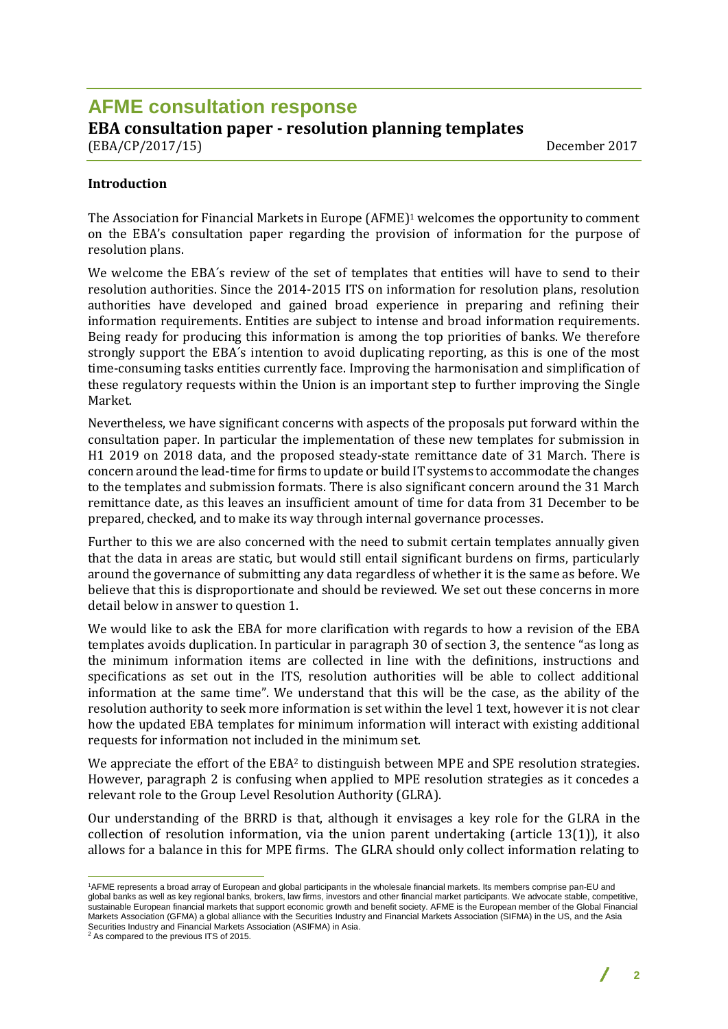# AFME consultation response

**EBA consultation paper - resolution planning templates**

(EBA/CP/2017/15) December 2017

**Introduction**

The Association for Financial Markets in Europe (AFME)[1] welcomes the opportunity to comment on the EBA's consultation paper regarding the provision of information for the purpose of resolution plans.

We welcome the EBA´s review of the set of templates that entities will have to send to their resolution authorities. Since the 2014-2015 ITS on information for resolution plans, resolution authorities have developed and gained broad experience in preparing and refining their information requirements. Entities are subject to intense and broad information requirements. Being ready for producing this information is among the top priorities of banks. We therefore strongly support the EBA´s intention to avoid duplicating reporting, as this is one of the most time-consuming tasks entities currently face. Improving the harmonisation and simplification of these regulatory requests within the Union is an important step to further improving the Single Market.

Nevertheless, we have significant concerns with aspects of the proposals put forward within the consultation paper. In particular the implementation of these new templates for submission in H1 2019 on 2018 data, and the proposed steady-state remittance date of 31 March. There is concern around the lead-time for firms to update or build IT systems to accommodate the changes to the templates and submission formats. There is also significant concern around the 31 March remittance date, as this leaves an insufficient amount of time for data from 31 December to be prepared, checked, and to make its way through internal governance processes.

Further to this we are also concerned with the need to submit certain templates annually given that the data in areas are static, but would still entail significant burdens on firms, particularly around the governance of submitting any data regardless of whether it is the same as before. We believe that this is disproportionate and should be reviewed. We set out these concerns in more detail below in answer to question 1.

We would like to ask the EBA for more clarification with regards to how a revision of the EBA templates avoids duplication. In particular in paragraph 30 of section 3, the sentence "as long as the minimum information items are collected in line with the definitions, instructions and specifications as set out in the ITS, resolution authorities will be able to collect additional information at the same time". We understand that this will be the case, as the ability of the resolution authority to seek more information is set within the level 1 text, however it is not clear how the updated EBA templates for minimum information will interact with existing additional requests for information not included in the minimum set.

We appreciate the effort of the EBA[2] to distinguish between MPE and SPE resolution strategies. However, paragraph 2 is confusing when applied to MPE resolution strategies as it concedes a relevant role to the Group Level Resolution Authority (GLRA).

Our understanding of the BRRD is that, although it envisages a key role for the GLRA in the collection of resolution information, via the union parent undertaking (article 13(1)), it also allows for a balance in this for MPE firms. The GLRA should only collect information relating to

---

[1] AFME represents a broad array of European and global participants in the wholesale financial markets. Its members comprise pan-EU and global banks as well as key regional banks, brokers, law firms, investors and other financial market participants. We advocate stable, competitive, sustainable European financial markets that support economic growth and benefit society. AFME is the European member of the Global Financial Markets Association (GFMA) a global alliance with the Securities Industry and Financial Markets Association (SIFMA) in the US, and the Asia Securities Industry and Financial Markets Association (ASIFMA) in Asia.

[2] As compared to the previous ITS of 2015.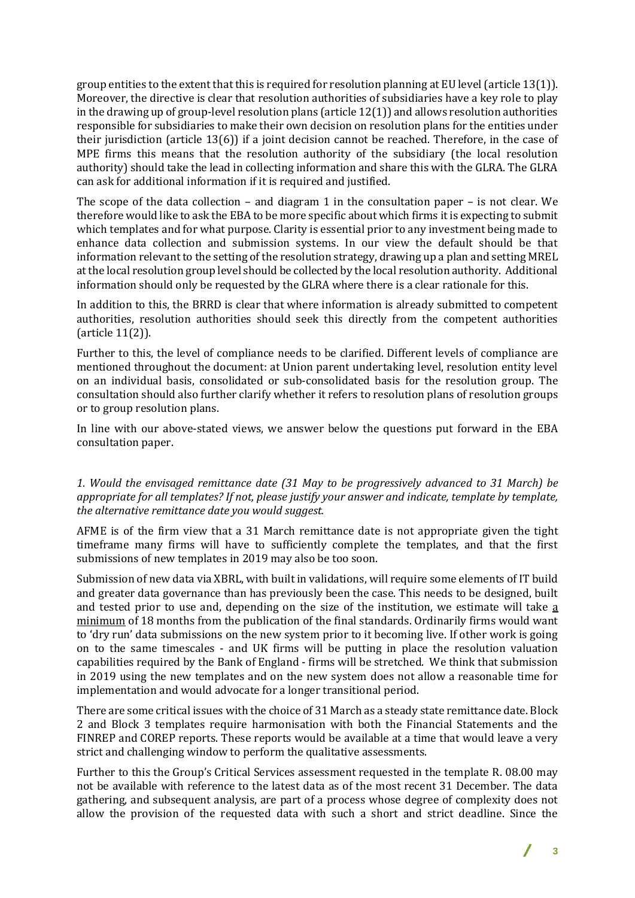group entities to the extent that this is required for resolution planning at EU level (article 13(1)). Moreover, the directive is clear that resolution authorities of subsidiaries have a key role to play in the drawing up of group-level resolution plans (article 12(1)) and allows resolution authorities responsible for subsidiaries to make their own decision on resolution plans for the entities under their jurisdiction (article 13(6)) if a joint decision cannot be reached. Therefore, in the case of MPE firms this means that the resolution authority of the subsidiary (the local resolution authority) should take the lead in collecting information and share this with the GLRA. The GLRA can ask for additional information if it is required and justified.

The scope of the data collection – and diagram 1 in the consultation paper – is not clear. We therefore would like to ask the EBA to be more specific about which firms it is expecting to submit which templates and for what purpose. Clarity is essential prior to any investment being made to enhance data collection and submission systems. In our view the default should be that information relevant to the setting of the resolution strategy, drawing up a plan and setting MREL at the local resolution group level should be collected by the local resolution authority. Additional information should only be requested by the GLRA where there is a clear rationale for this.

In addition to this, the BRRD is clear that where information is already submitted to competent authorities, resolution authorities should seek this directly from the competent authorities (article 11(2)).

Further to this, the level of compliance needs to be clarified. Different levels of compliance are mentioned throughout the document: at Union parent undertaking level, resolution entity level on an individual basis, consolidated or sub-consolidated basis for the resolution group. The consultation should also further clarify whether it refers to resolution plans of resolution groups or to group resolution plans.

In line with our above-stated views, we answer below the questions put forward in the EBA consultation paper.

*1. Would the envisaged remittance date (31 May to be progressively advanced to 31 March) be appropriate for all templates? If not, please justify your answer and indicate, template by template, the alternative remittance date you would suggest.*

AFME is of the firm view that a 31 March remittance date is not appropriate given the tight timeframe many firms will have to sufficiently complete the templates, and that the first submissions of new templates in 2019 may also be too soon.

Submission of new data via XBRL, with built in validations, will require some elements of IT build and greater data governance than has previously been the case. This needs to be designed, built and tested prior to use and, depending on the size of the institution, we estimate will take a minimum of 18 months from the publication of the final standards. Ordinarily firms would want to 'dry run' data submissions on the new system prior to it becoming live. If other work is going on to the same timescales - and UK firms will be putting in place the resolution valuation capabilities required by the Bank of England - firms will be stretched. We think that submission in 2019 using the new templates and on the new system does not allow a reasonable time for implementation and would advocate for a longer transitional period.

There are some critical issues with the choice of 31 March as a steady state remittance date. Block 2 and Block 3 templates require harmonisation with both the Financial Statements and the FINREP and COREP reports. These reports would be available at a time that would leave a very strict and challenging window to perform the qualitative assessments.

Further to this the Group's Critical Services assessment requested in the template R. 08.00 may not be available with reference to the latest data as of the most recent 31 December. The data gathering, and subsequent analysis, are part of a process whose degree of complexity does not allow the provision of the requested data with such a short and strict deadline. Since the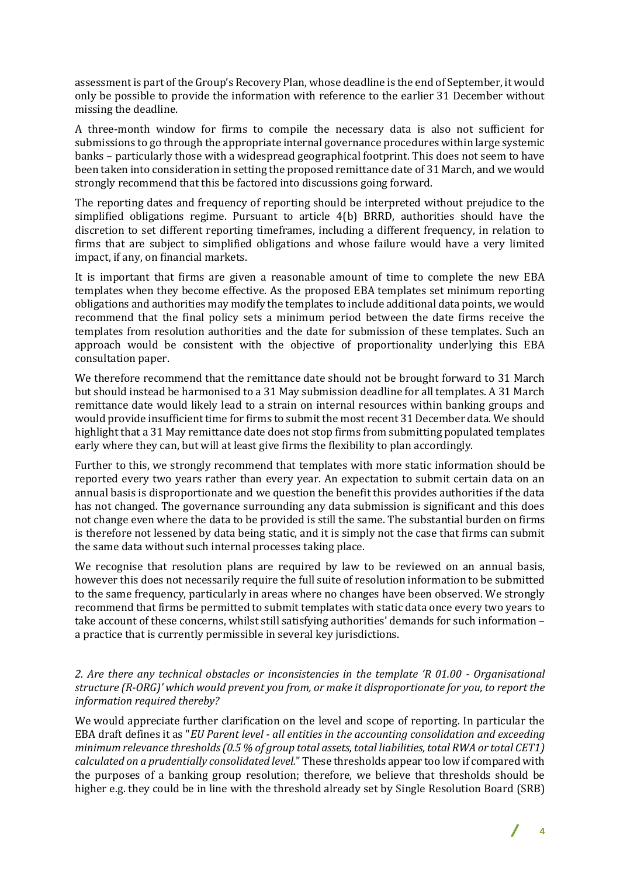assessment is part of the Group's Recovery Plan, whose deadline is the end of September, it would only be possible to provide the information with reference to the earlier 31 December without missing the deadline.

A three-month window for firms to compile the necessary data is also not sufficient for submissions to go through the appropriate internal governance procedures within large systemic banks – particularly those with a widespread geographical footprint. This does not seem to have been taken into consideration in setting the proposed remittance date of 31 March, and we would strongly recommend that this be factored into discussions going forward.

The reporting dates and frequency of reporting should be interpreted without prejudice to the simplified obligations regime. Pursuant to article 4(b) BRRD, authorities should have the discretion to set different reporting timeframes, including a different frequency, in relation to firms that are subject to simplified obligations and whose failure would have a very limited impact, if any, on financial markets.

It is important that firms are given a reasonable amount of time to complete the new EBA templates when they become effective. As the proposed EBA templates set minimum reporting obligations and authorities may modify the templates to include additional data points, we would recommend that the final policy sets a minimum period between the date firms receive the templates from resolution authorities and the date for submission of these templates. Such an approach would be consistent with the objective of proportionality underlying this EBA consultation paper.

We therefore recommend that the remittance date should not be brought forward to 31 March but should instead be harmonised to a 31 May submission deadline for all templates. A 31 March remittance date would likely lead to a strain on internal resources within banking groups and would provide insufficient time for firms to submit the most recent 31 December data. We should highlight that a 31 May remittance date does not stop firms from submitting populated templates early where they can, but will at least give firms the flexibility to plan accordingly.

Further to this, we strongly recommend that templates with more static information should be reported every two years rather than every year. An expectation to submit certain data on an annual basis is disproportionate and we question the benefit this provides authorities if the data has not changed. The governance surrounding any data submission is significant and this does not change even where the data to be provided is still the same. The substantial burden on firms is therefore not lessened by data being static, and it is simply not the case that firms can submit the same data without such internal processes taking place.

We recognise that resolution plans are required by law to be reviewed on an annual basis, however this does not necessarily require the full suite of resolution information to be submitted to the same frequency, particularly in areas where no changes have been observed. We strongly recommend that firms be permitted to submit templates with static data once every two years to take account of these concerns, whilst still satisfying authorities' demands for such information – a practice that is currently permissible in several key jurisdictions.

*2. Are there any technical obstacles or inconsistencies in the template 'R 01.00 - Organisational structure (R-ORG)' which would prevent you from, or make it disproportionate for you, to report the information required thereby?*

We would appreciate further clarification on the level and scope of reporting. In particular the EBA draft defines it as "*EU Parent level - all entities in the accounting consolidation and exceeding minimum relevance thresholds (0.5 % of group total assets, total liabilities, total RWA or total CET1) calculated on a prudentially consolidated level.*" These thresholds appear too low if compared with the purposes of a banking group resolution; therefore, we believe that thresholds should be higher e.g. they could be in line with the threshold already set by Single Resolution Board (SRB)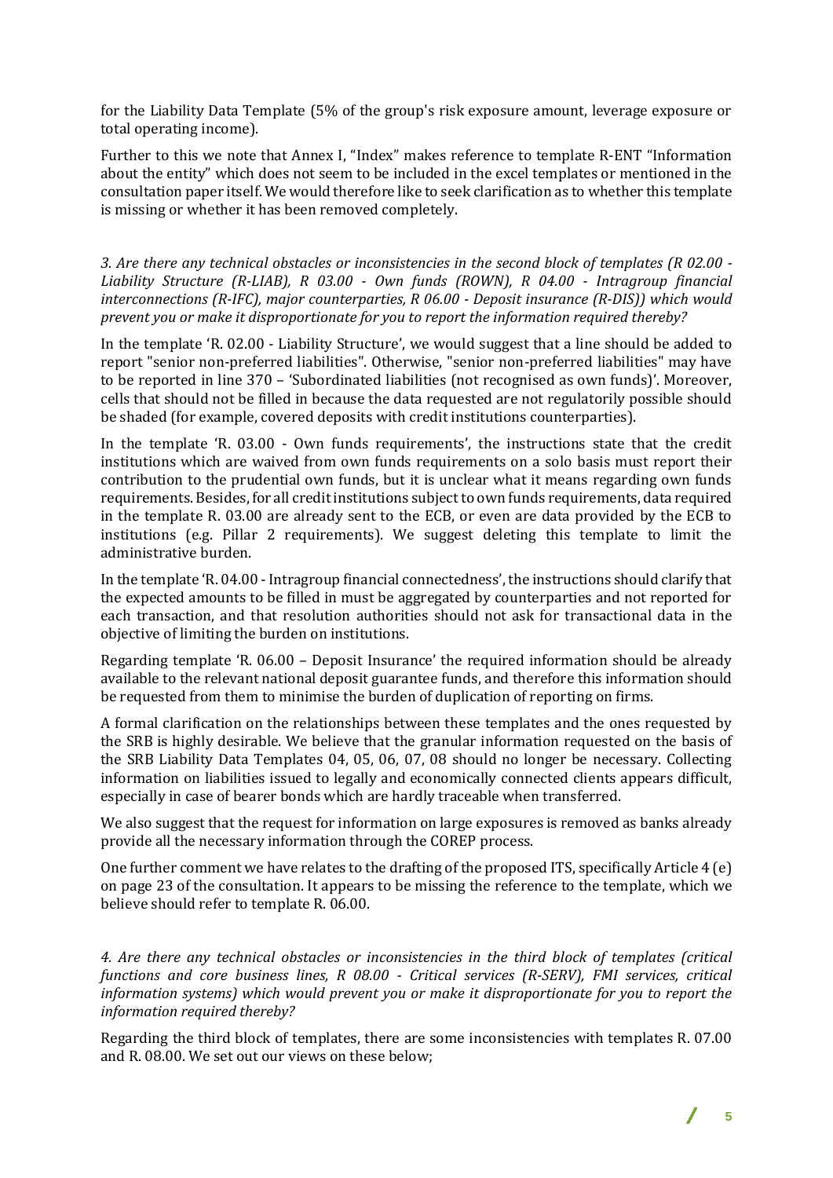for the Liability Data Template (5% of the group's risk exposure amount, leverage exposure or total operating income).

Further to this we note that Annex I, "Index" makes reference to template R-ENT "Information about the entity" which does not seem to be included in the excel templates or mentioned in the consultation paper itself. We would therefore like to seek clarification as to whether this template is missing or whether it has been removed completely.

*3. Are there any technical obstacles or inconsistencies in the second block of templates (R 02.00 - Liability Structure (R-LIAB), R 03.00 - Own funds (ROWN), R 04.00 - Intragroup financial interconnections (R-IFC), major counterparties, R 06.00 - Deposit insurance (R-DIS)) which would prevent you or make it disproportionate for you to report the information required thereby?*

In the template 'R. 02.00 - Liability Structure', we would suggest that a line should be added to report "senior non-preferred liabilities". Otherwise, "senior non-preferred liabilities" may have to be reported in line 370 – 'Subordinated liabilities (not recognised as own funds)'. Moreover, cells that should not be filled in because the data requested are not regulatorily possible should be shaded (for example, covered deposits with credit institutions counterparties).

In the template 'R. 03.00 - Own funds requirements', the instructions state that the credit institutions which are waived from own funds requirements on a solo basis must report their contribution to the prudential own funds, but it is unclear what it means regarding own funds requirements. Besides, for all credit institutions subject to own funds requirements, data required in the template R. 03.00 are already sent to the ECB, or even are data provided by the ECB to institutions (e.g. Pillar 2 requirements). We suggest deleting this template to limit the administrative burden.

In the template 'R. 04.00 - Intragroup financial connectedness', the instructions should clarify that the expected amounts to be filled in must be aggregated by counterparties and not reported for each transaction, and that resolution authorities should not ask for transactional data in the objective of limiting the burden on institutions.

Regarding template 'R. 06.00 – Deposit Insurance' the required information should be already available to the relevant national deposit guarantee funds, and therefore this information should be requested from them to minimise the burden of duplication of reporting on firms.

A formal clarification on the relationships between these templates and the ones requested by the SRB is highly desirable. We believe that the granular information requested on the basis of the SRB Liability Data Templates 04, 05, 06, 07, 08 should no longer be necessary. Collecting information on liabilities issued to legally and economically connected clients appears difficult, especially in case of bearer bonds which are hardly traceable when transferred.

We also suggest that the request for information on large exposures is removed as banks already provide all the necessary information through the COREP process.

One further comment we have relates to the drafting of the proposed ITS, specifically Article 4 (e) on page 23 of the consultation. It appears to be missing the reference to the template, which we believe should refer to template R. 06.00.

*4. Are there any technical obstacles or inconsistencies in the third block of templates (critical functions and core business lines, R 08.00 - Critical services (R-SERV), FMI services, critical information systems) which would prevent you or make it disproportionate for you to report the information required thereby?*

Regarding the third block of templates, there are some inconsistencies with templates R. 07.00 and R. 08.00. We set out our views on these below;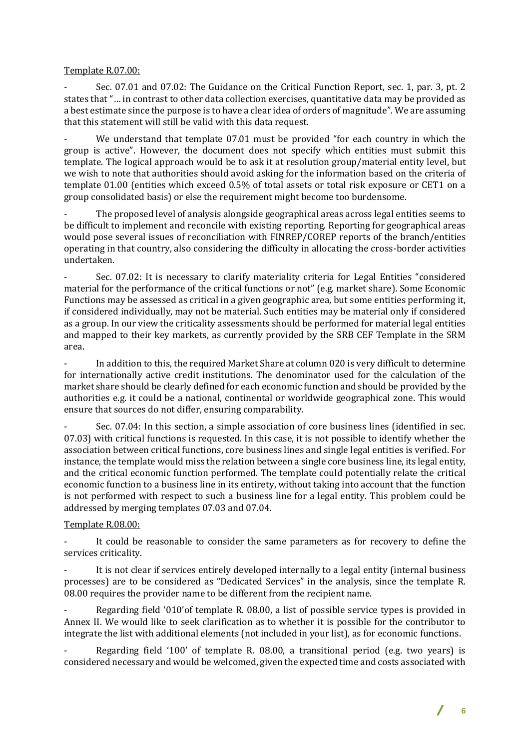Template R.07.00:

- Sec. 07.01 and 07.02: The Guidance on the Critical Function Report, sec. 1, par. 3, pt. 2 states that "… in contrast to other data collection exercises, quantitative data may be provided as a best estimate since the purpose is to have a clear idea of orders of magnitude". We are assuming that this statement will still be valid with this data request.

- We understand that template 07.01 must be provided "for each country in which the group is active". However, the document does not specify which entities must submit this template. The logical approach would be to ask it at resolution group/material entity level, but we wish to note that authorities should avoid asking for the information based on the criteria of template 01.00 (entities which exceed 0.5% of total assets or total risk exposure or CET1 on a group consolidated basis) or else the requirement might become too burdensome.

- The proposed level of analysis alongside geographical areas across legal entities seems to be difficult to implement and reconcile with existing reporting. Reporting for geographical areas would pose several issues of reconciliation with FINREP/COREP reports of the branch/entities operating in that country, also considering the difficulty in allocating the cross-border activities undertaken.

- Sec. 07.02: It is necessary to clarify materiality criteria for Legal Entities "considered material for the performance of the critical functions or not" (e.g. market share). Some Economic Functions may be assessed as critical in a given geographic area, but some entities performing it, if considered individually, may not be material. Such entities may be material only if considered as a group. In our view the criticality assessments should be performed for material legal entities and mapped to their key markets, as currently provided by the SRB CEF Template in the SRM area.

- In addition to this, the required Market Share at column 020 is very difficult to determine for internationally active credit institutions. The denominator used for the calculation of the market share should be clearly defined for each economic function and should be provided by the authorities e.g. it could be a national, continental or worldwide geographical zone. This would ensure that sources do not differ, ensuring comparability.

- Sec. 07.04: In this section, a simple association of core business lines (identified in sec. 07.03) with critical functions is requested. In this case, it is not possible to identify whether the association between critical functions, core business lines and single legal entities is verified. For instance, the template would miss the relation between a single core business line, its legal entity, and the critical economic function performed. The template could potentially relate the critical economic function to a business line in its entirety, without taking into account that the function is not performed with respect to such a business line for a legal entity. This problem could be addressed by merging templates 07.03 and 07.04.

Template R.08.00:

- It could be reasonable to consider the same parameters as for recovery to define the services criticality.

- It is not clear if services entirely developed internally to a legal entity (internal business processes) are to be considered as "Dedicated Services" in the analysis, since the template R. 08.00 requires the provider name to be different from the recipient name.

- Regarding field '010'of template R. 08.00, a list of possible service types is provided in Annex II. We would like to seek clarification as to whether it is possible for the contributor to integrate the list with additional elements (not included in your list), as for economic functions.

- Regarding field '100' of template R. 08.00, a transitional period (e.g. two years) is considered necessary and would be welcomed, given the expected time and costs associated with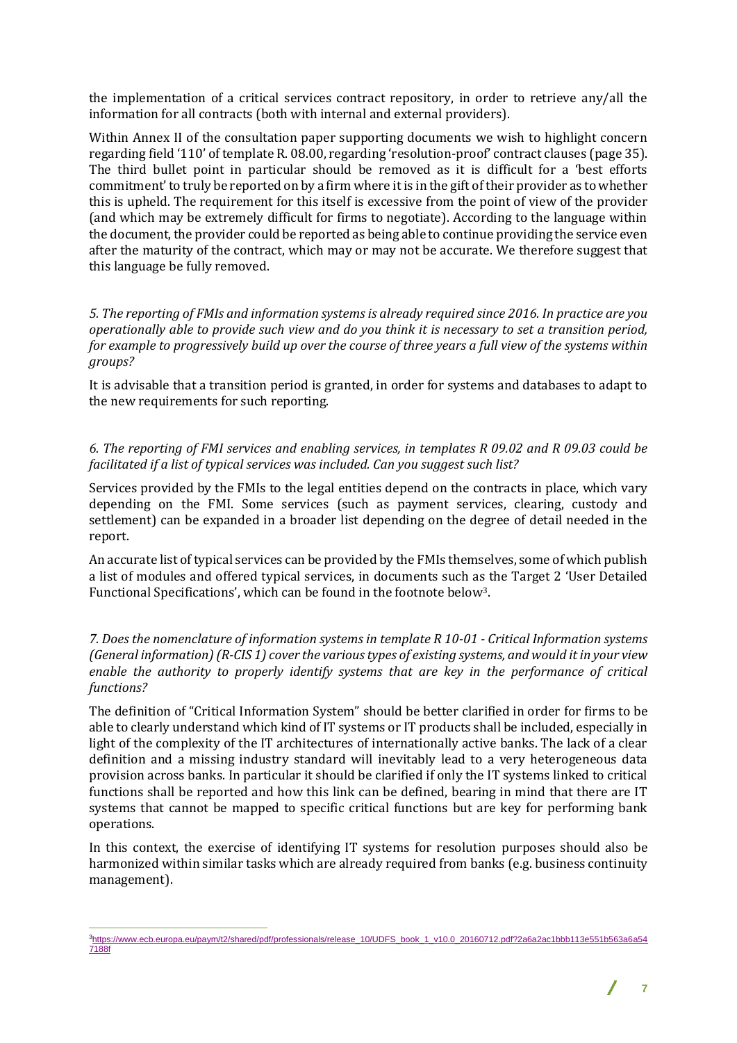the implementation of a critical services contract repository, in order to retrieve any/all the information for all contracts (both with internal and external providers).

Within Annex II of the consultation paper supporting documents we wish to highlight concern regarding field '110' of template R. 08.00, regarding 'resolution-proof' contract clauses (page 35). The third bullet point in particular should be removed as it is difficult for a 'best efforts commitment' to truly be reported on by a firm where it is in the gift of their provider as to whether this is upheld. The requirement for this itself is excessive from the point of view of the provider (and which may be extremely difficult for firms to negotiate). According to the language within the document, the provider could be reported as being able to continue providing the service even after the maturity of the contract, which may or may not be accurate. We therefore suggest that this language be fully removed.

*5. The reporting of FMIs and information systems is already required since 2016. In practice are you operationally able to provide such view and do you think it is necessary to set a transition period, for example to progressively build up over the course of three years a full view of the systems within groups?*

It is advisable that a transition period is granted, in order for systems and databases to adapt to the new requirements for such reporting.

*6. The reporting of FMI services and enabling services, in templates R 09.02 and R 09.03 could be facilitated if a list of typical services was included. Can you suggest such list?*

Services provided by the FMIs to the legal entities depend on the contracts in place, which vary depending on the FMI. Some services (such as payment services, clearing, custody and settlement) can be expanded in a broader list depending on the degree of detail needed in the report.

An accurate list of typical services can be provided by the FMIs themselves, some of which publish a list of modules and offered typical services, in documents such as the Target 2 'User Detailed Functional Specifications', which can be found in the footnote below[3].

*7. Does the nomenclature of information systems in template R 10-01 - Critical Information systems (General information) (R-CIS 1) cover the various types of existing systems, and would it in your view enable the authority to properly identify systems that are key in the performance of critical functions?*

The definition of "Critical Information System" should be better clarified in order for firms to be able to clearly understand which kind of IT systems or IT products shall be included, especially in light of the complexity of the IT architectures of internationally active banks. The lack of a clear definition and a missing industry standard will inevitably lead to a very heterogeneous data provision across banks. In particular it should be clarified if only the IT systems linked to critical functions shall be reported and how this link can be defined, bearing in mind that there are IT systems that cannot be mapped to specific critical functions but are key for performing bank operations.

In this context, the exercise of identifying IT systems for resolution purposes should also be harmonized within similar tasks which are already required from banks (e.g. business continuity management).

[3] https://www.ecb.europa.eu/paym/t2/shared/pdf/professionals/release_10/UDFS_book_1_v10.0_20160712.pdf?2a6a2ac1bbb113e551b563a6a547188f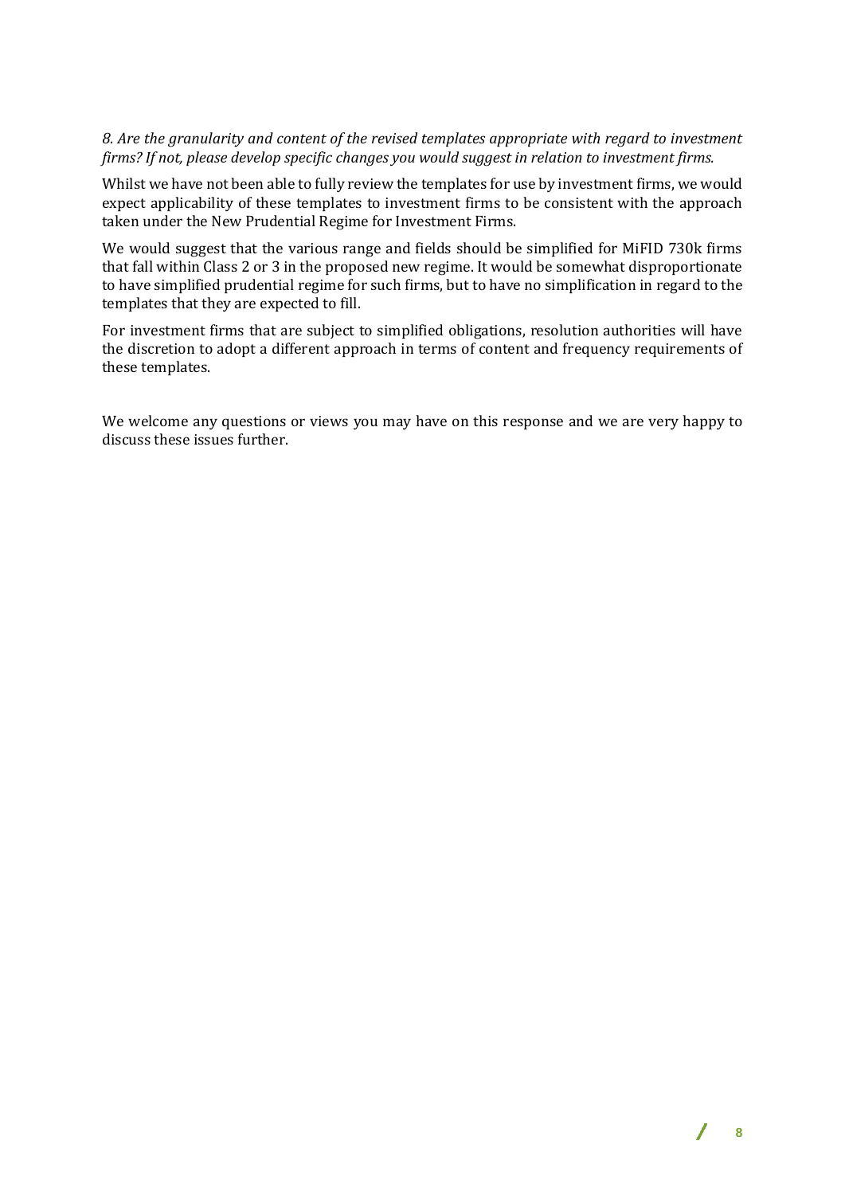*8. Are the granularity and content of the revised templates appropriate with regard to investment firms? If not, please develop specific changes you would suggest in relation to investment firms.*

Whilst we have not been able to fully review the templates for use by investment firms, we would expect applicability of these templates to investment firms to be consistent with the approach taken under the New Prudential Regime for Investment Firms.

We would suggest that the various range and fields should be simplified for MiFID 730k firms that fall within Class 2 or 3 in the proposed new regime. It would be somewhat disproportionate to have simplified prudential regime for such firms, but to have no simplification in regard to the templates that they are expected to fill.

For investment firms that are subject to simplified obligations, resolution authorities will have the discretion to adopt a different approach in terms of content and frequency requirements of these templates.

We welcome any questions or views you may have on this response and we are very happy to discuss these issues further.